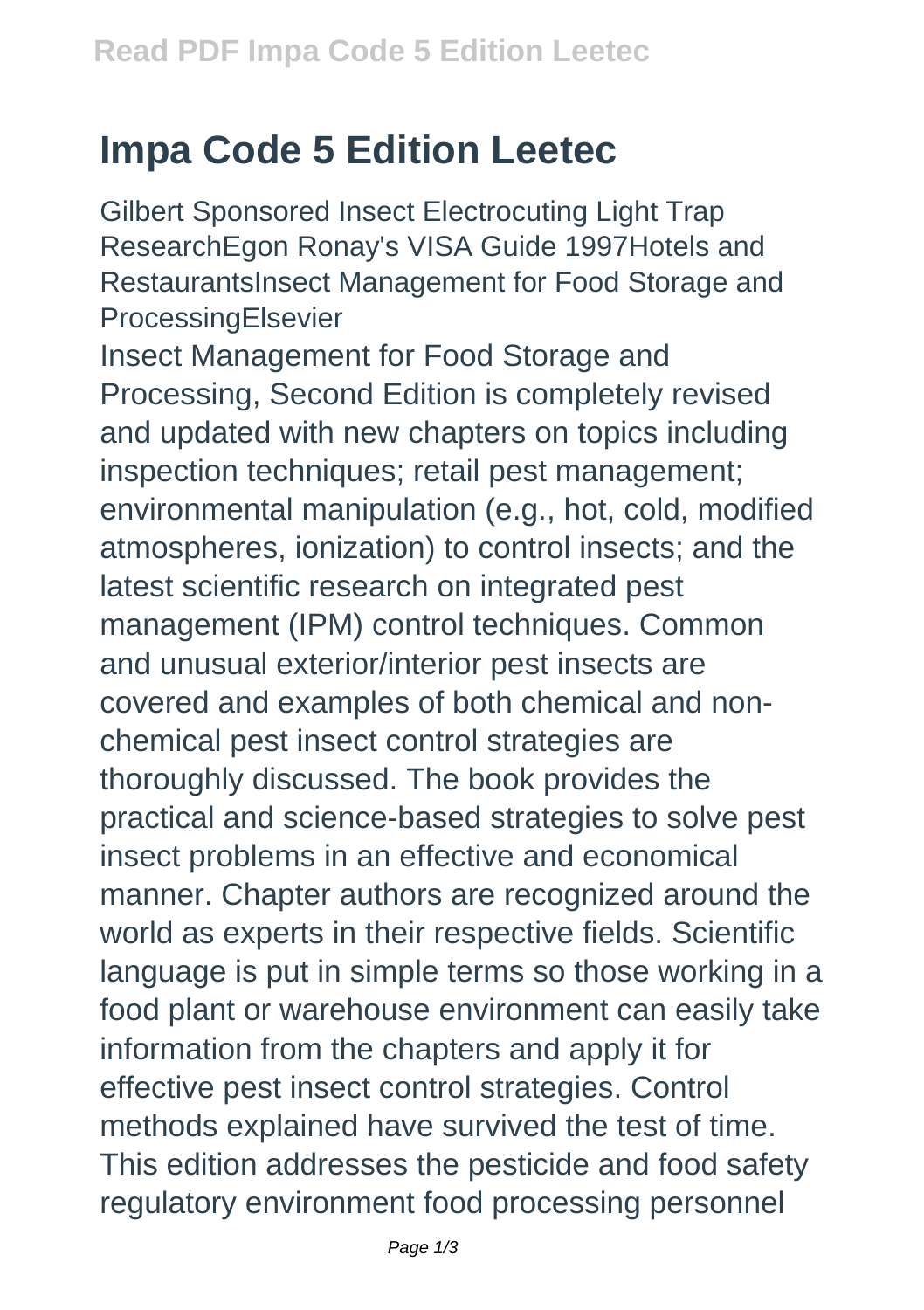# Impa Code 5 Edition Leetec

Gilbert Sponsored Insect Electrocuting Light Trap ResearchEgon Ronay's VISA Guide 1997Hotels and RestaurantsInsect Management for Food Storage and ProcessingElsevier

Insect Management for Food Storage and Processing, Second Edition is completely revised and updated with new chapters on topics including inspection techniques; retail pest management; environmental manipulation (e.g., hot, cold, modified atmospheres, ionization) to control insects; and the latest scientific research on integrated pest management (IPM) control techniques. Common and unusual exterior/interior pest insects are covered and examples of both chemical and non-chemical pest insect control strategies are thoroughly discussed. The book provides the practical and science-based strategies to solve pest insect problems in an effective and economical manner. Chapter authors are recognized around the world as experts in their respective fields. Scientific language is put in simple terms so those working in a food plant or warehouse environment can easily take information from the chapters and apply it for effective pest insect control strategies. Control methods explained have survived the test of time. This edition addresses the pesticide and food safety regulatory environment food processing personnel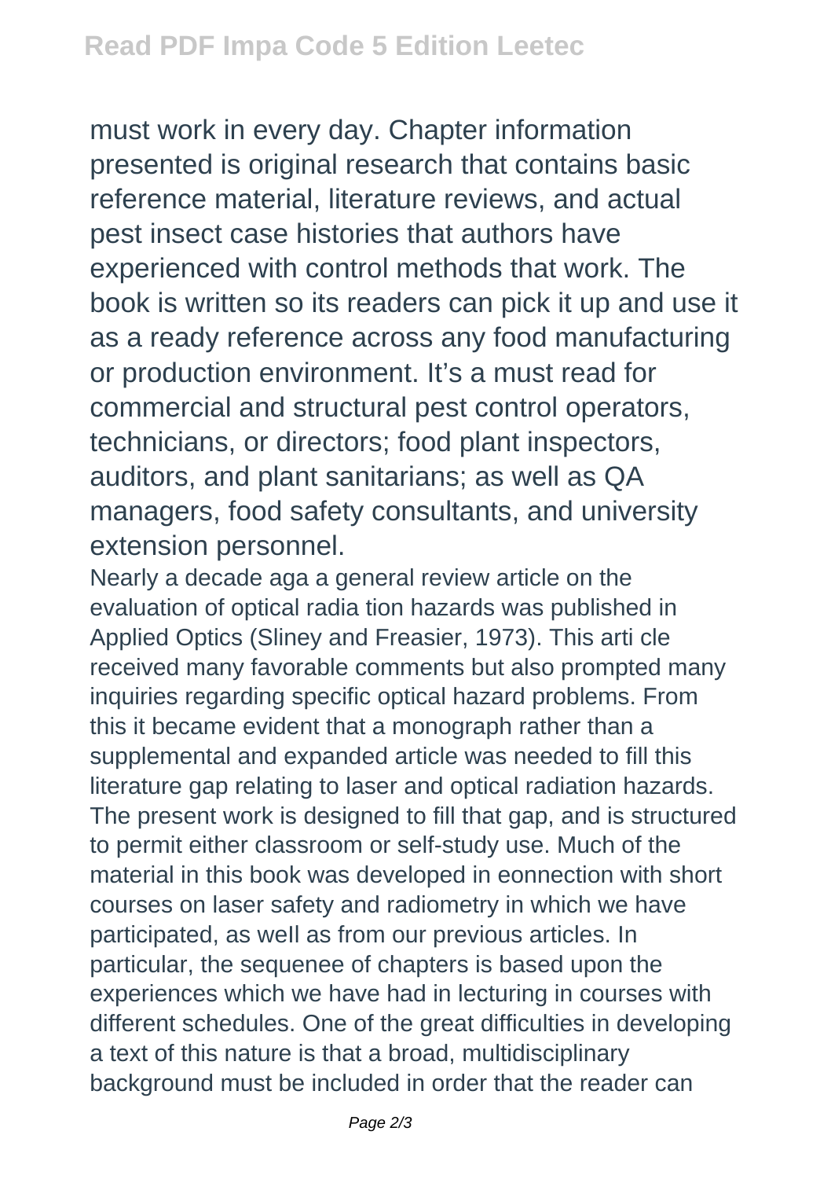must work in every day. Chapter information presented is original research that contains basic reference material, literature reviews, and actual pest insect case histories that authors have experienced with control methods that work. The book is written so its readers can pick it up and use it as a ready reference across any food manufacturing or production environment. It's a must read for commercial and structural pest control operators, technicians, or directors; food plant inspectors, auditors, and plant sanitarians; as well as QA managers, food safety consultants, and university extension personnel.

Nearly a decade aga a general review article on the evaluation of optical radia tion hazards was published in Applied Optics (Sliney and Freasier, 1973). This arti cle received many favorable comments but also prompted many inquiries regarding specific optical hazard problems. From this it became evident that a monograph rather than a supplemental and expanded article was needed to fill this literature gap relating to laser and optical radiation hazards. The present work is designed to fill that gap, and is structured to permit either classroom or self-study use. Much of the material in this book was developed in eonnection with short courses on laser safety and radiometry in which we have participated, as weIl as from our previous articles. In particular, the sequenee of chapters is based upon the experiences which we have had in lecturing in courses with different schedules. One of the great difficulties in developing a text of this nature is that a broad, multidisciplinary background must be included in order that the reader can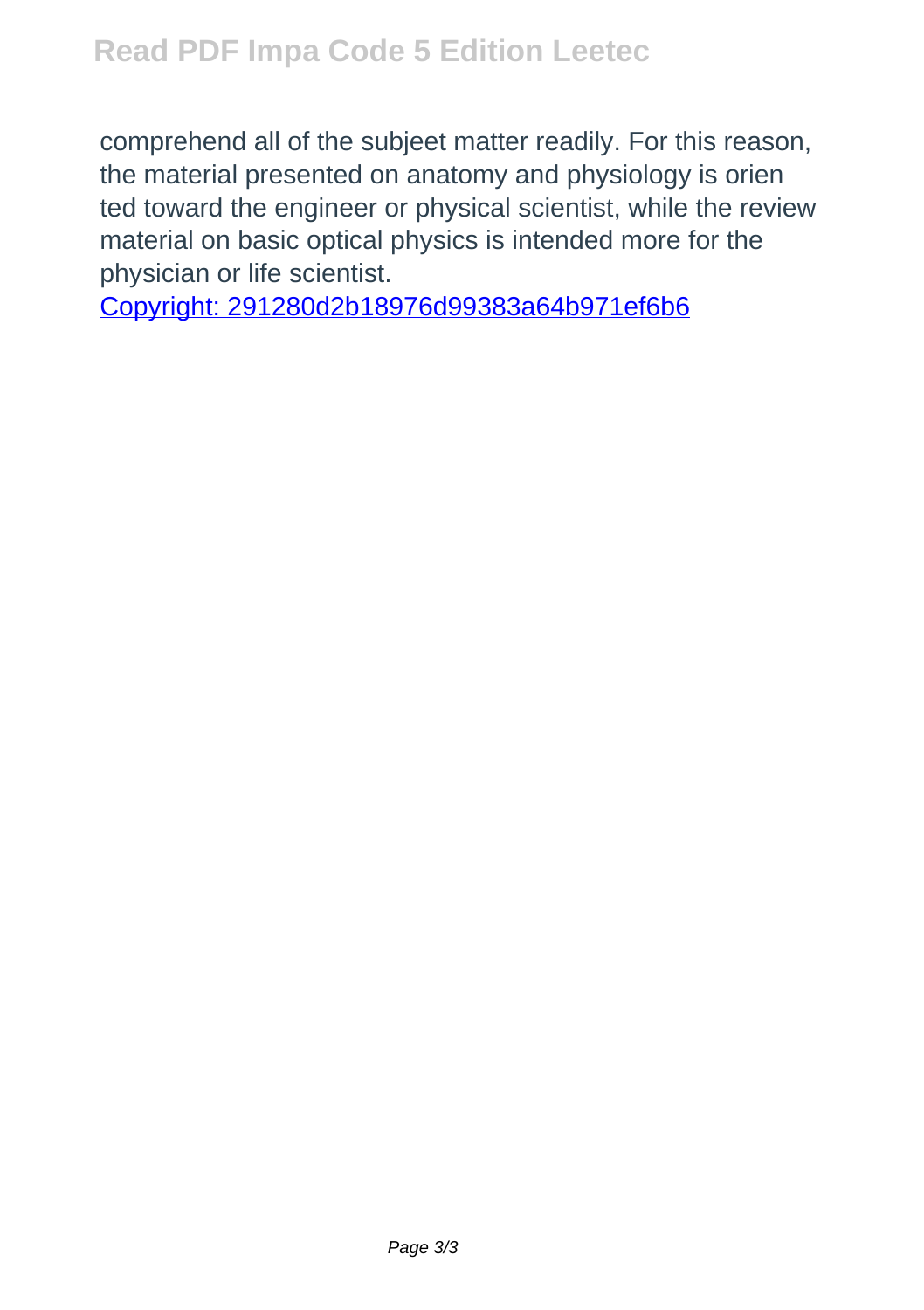comprehend all of the subjeet matter readily. For this reason, the material presented on anatomy and physiology is orien ted toward the engineer or physical scientist, while the review material on basic optical physics is intended more for the physician or life scientist.

Copyright: 291280d2b18976d99383a64b971ef6b6